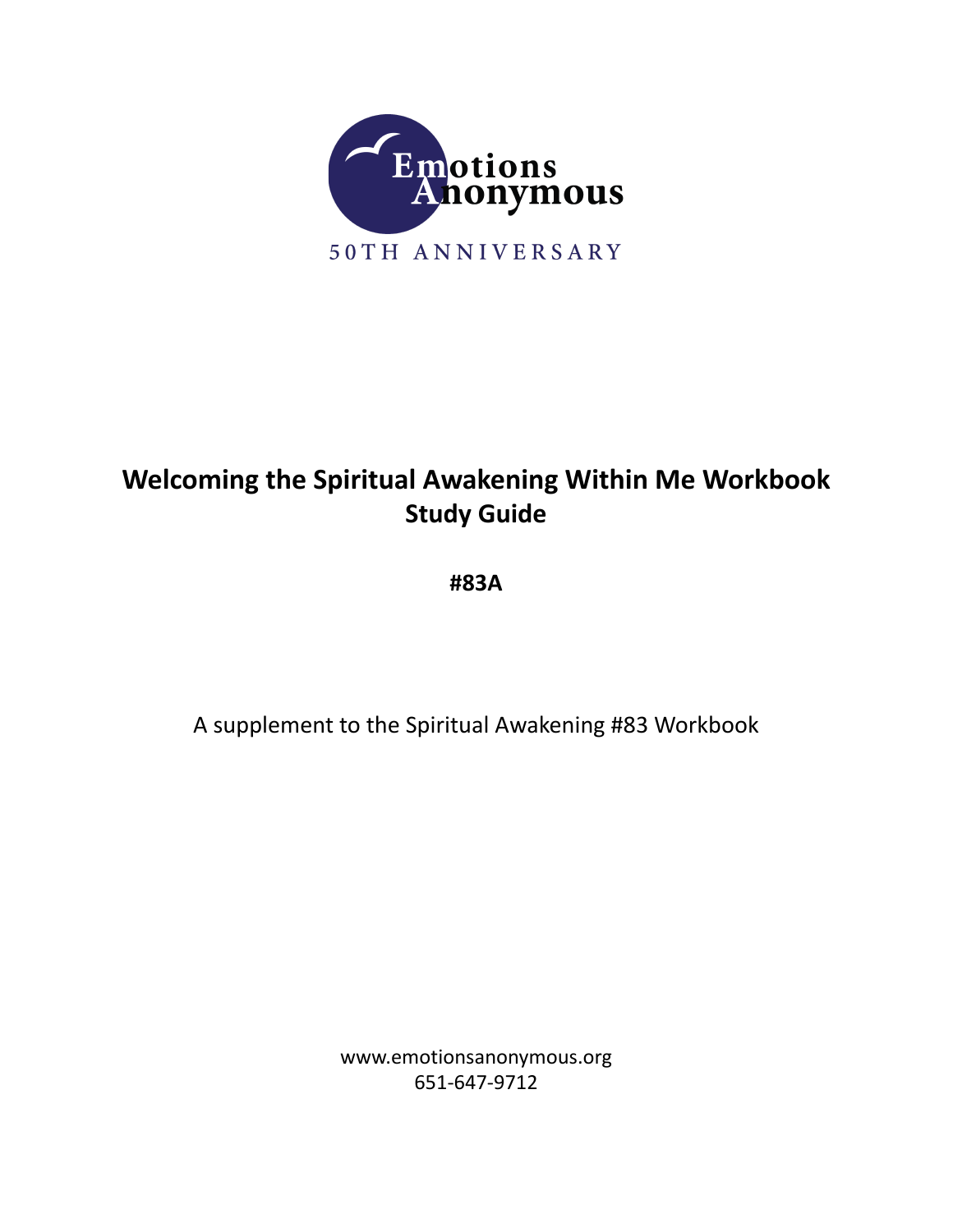Emotions Anonymous

50TH ANNIVERSARY

# Welcoming the Spiritual Awakening Within Me Workbook Study Guide

**#83A**

A supplement to the Spiritual Awakening #83 Workbook

www.emotionsanonymous.org
651-647-9712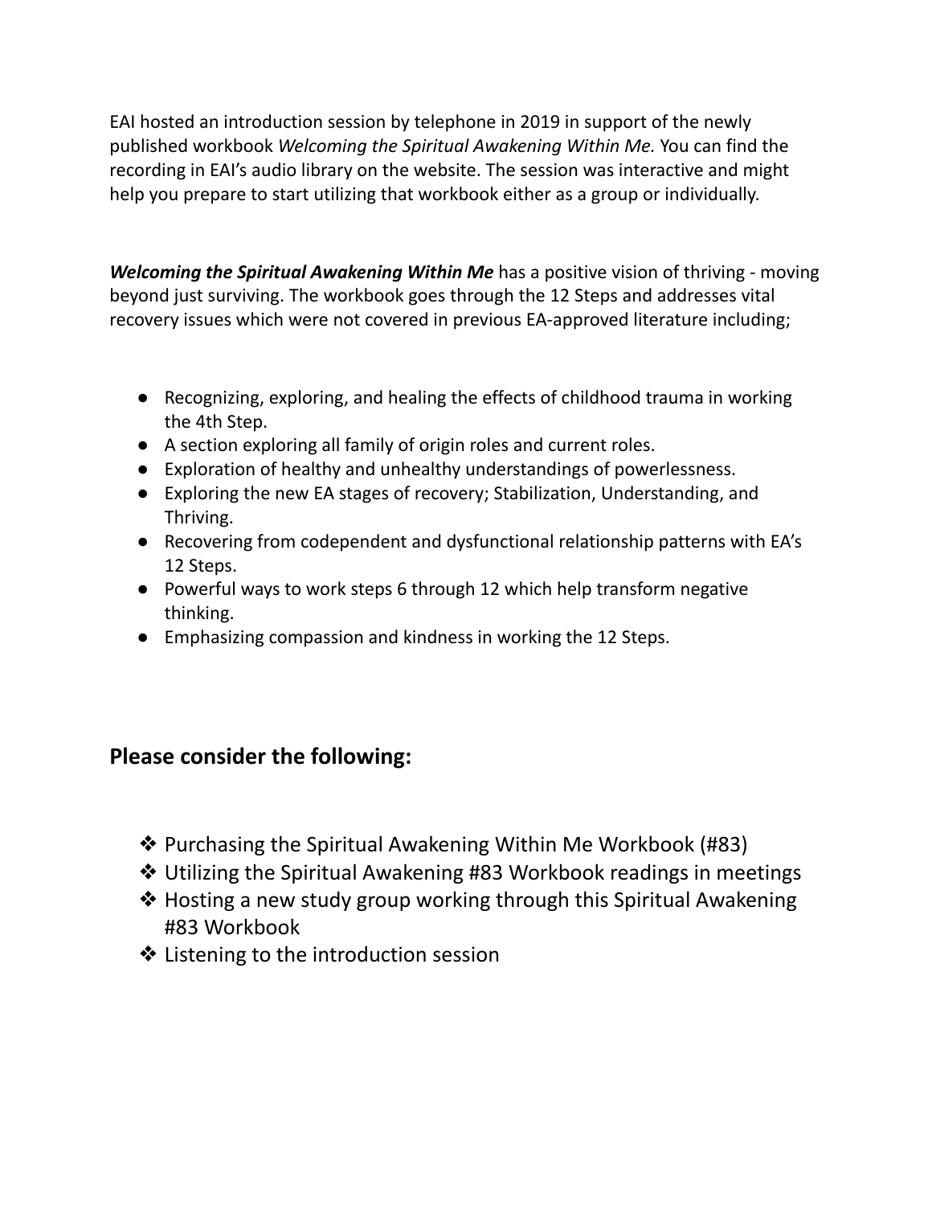EAI hosted an introduction session by telephone in 2019 in support of the newly published workbook *Welcoming the Spiritual Awakening Within Me.* You can find the recording in EAI's audio library on the website. The session was interactive and might help you prepare to start utilizing that workbook either as a group or individually.

***Welcoming the Spiritual Awakening Within Me*** has a positive vision of thriving - moving beyond just surviving. The workbook goes through the 12 Steps and addresses vital recovery issues which were not covered in previous EA-approved literature including;

- Recognizing, exploring, and healing the effects of childhood trauma in working the 4th Step.
- A section exploring all family of origin roles and current roles.
- Exploration of healthy and unhealthy understandings of powerlessness.
- Exploring the new EA stages of recovery; Stabilization, Understanding, and Thriving.
- Recovering from codependent and dysfunctional relationship patterns with EA's 12 Steps.
- Powerful ways to work steps 6 through 12 which help transform negative thinking.
- Emphasizing compassion and kindness in working the 12 Steps.

## Please consider the following:

- Purchasing the Spiritual Awakening Within Me Workbook (#83)
- Utilizing the Spiritual Awakening #83 Workbook readings in meetings
- Hosting a new study group working through this Spiritual Awakening #83 Workbook
- Listening to the introduction session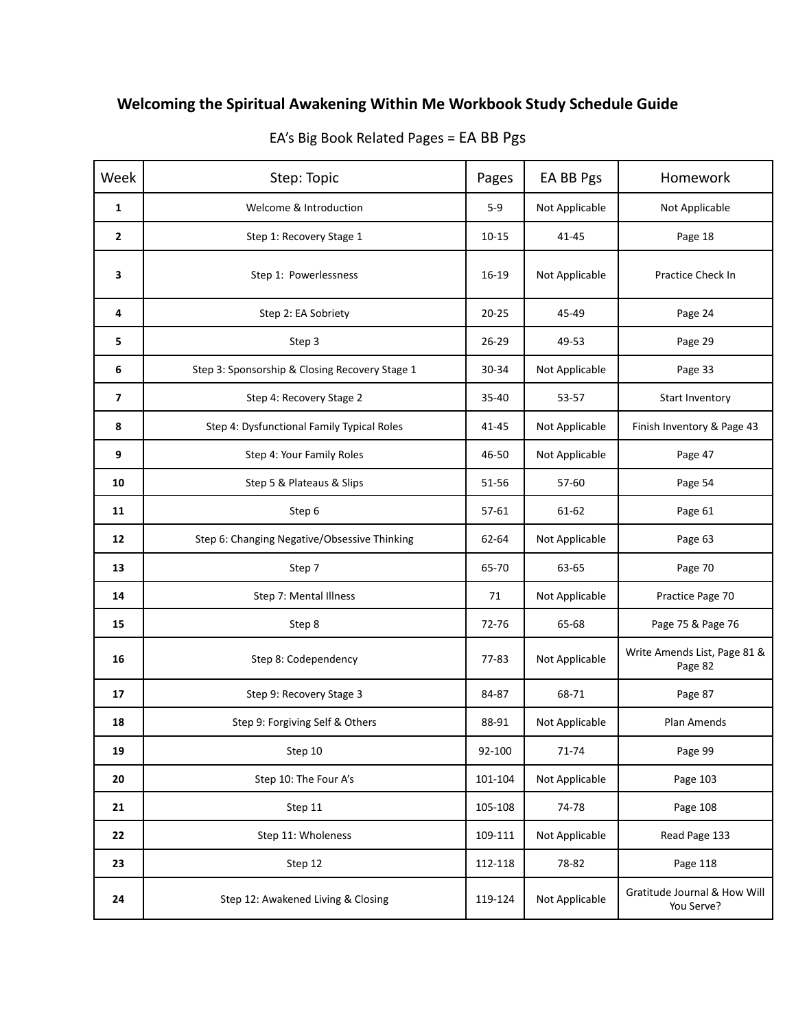# Welcoming the Spiritual Awakening Within Me Workbook Study Schedule Guide

EA's Big Book Related Pages = EA BB Pgs

| Week | Step: Topic | Pages | EA BB Pgs | Homework |
|---|---|---|---|---|
| **1** | Welcome & Introduction | 5-9 | Not Applicable | Not Applicable |
| **2** | Step 1: Recovery Stage 1 | 10-15 | 41-45 | Page 18 |
| **3** | Step 1: Powerlessness | 16-19 | Not Applicable | Practice Check In |
| **4** | Step 2: EA Sobriety | 20-25 | 45-49 | Page 24 |
| **5** | Step 3 | 26-29 | 49-53 | Page 29 |
| **6** | Step 3: Sponsorship & Closing Recovery Stage 1 | 30-34 | Not Applicable | Page 33 |
| **7** | Step 4: Recovery Stage 2 | 35-40 | 53-57 | Start Inventory |
| **8** | Step 4: Dysfunctional Family Typical Roles | 41-45 | Not Applicable | Finish Inventory & Page 43 |
| **9** | Step 4: Your Family Roles | 46-50 | Not Applicable | Page 47 |
| **10** | Step 5 & Plateaus & Slips | 51-56 | 57-60 | Page 54 |
| **11** | Step 6 | 57-61 | 61-62 | Page 61 |
| **12** | Step 6: Changing Negative/Obsessive Thinking | 62-64 | Not Applicable | Page 63 |
| **13** | Step 7 | 65-70 | 63-65 | Page 70 |
| **14** | Step 7: Mental Illness | 71 | Not Applicable | Practice Page 70 |
| **15** | Step 8 | 72-76 | 65-68 | Page 75 & Page 76 |
| **16** | Step 8: Codependency | 77-83 | Not Applicable | Write Amends List, Page 81 & Page 82 |
| **17** | Step 9: Recovery Stage 3 | 84-87 | 68-71 | Page 87 |
| **18** | Step 9: Forgiving Self & Others | 88-91 | Not Applicable | Plan Amends |
| **19** | Step 10 | 92-100 | 71-74 | Page 99 |
| **20** | Step 10: The Four A's | 101-104 | Not Applicable | Page 103 |
| **21** | Step 11 | 105-108 | 74-78 | Page 108 |
| **22** | Step 11: Wholeness | 109-111 | Not Applicable | Read Page 133 |
| **23** | Step 12 | 112-118 | 78-82 | Page 118 |
| **24** | Step 12: Awakened Living & Closing | 119-124 | Not Applicable | Gratitude Journal & How Will You Serve? |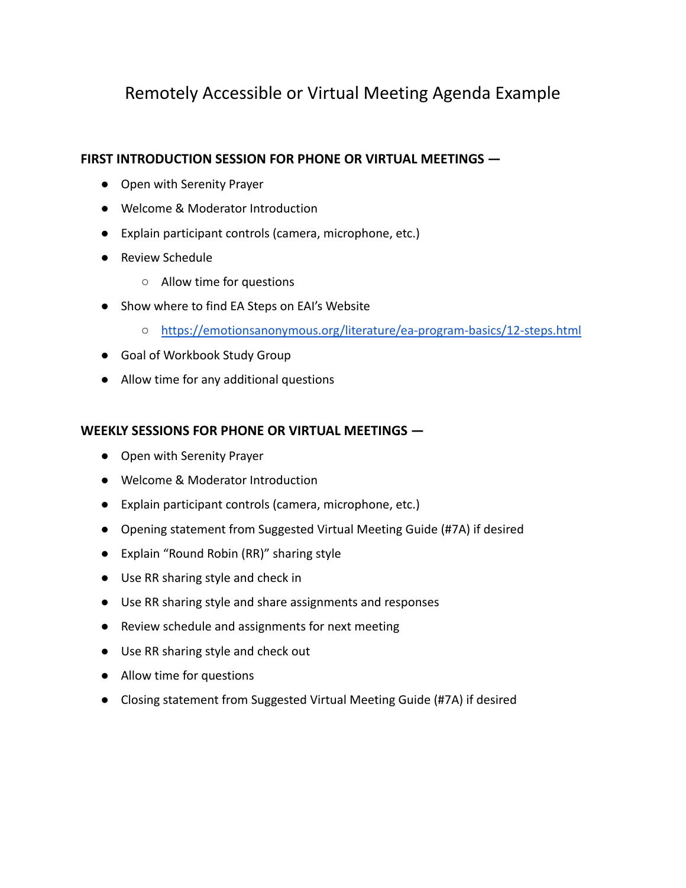# Remotely Accessible or Virtual Meeting Agenda Example

**FIRST INTRODUCTION SESSION FOR PHONE OR VIRTUAL MEETINGS —**

- Open with Serenity Prayer
- Welcome & Moderator Introduction
- Explain participant controls (camera, microphone, etc.)
- Review Schedule
  - Allow time for questions
- Show where to find EA Steps on EAI's Website
  - https://emotionsanonymous.org/literature/ea-program-basics/12-steps.html
- Goal of Workbook Study Group
- Allow time for any additional questions

**WEEKLY SESSIONS FOR PHONE OR VIRTUAL MEETINGS —**

- Open with Serenity Prayer
- Welcome & Moderator Introduction
- Explain participant controls (camera, microphone, etc.)
- Opening statement from Suggested Virtual Meeting Guide (#7A) if desired
- Explain "Round Robin (RR)" sharing style
- Use RR sharing style and check in
- Use RR sharing style and share assignments and responses
- Review schedule and assignments for next meeting
- Use RR sharing style and check out
- Allow time for questions
- Closing statement from Suggested Virtual Meeting Guide (#7A) if desired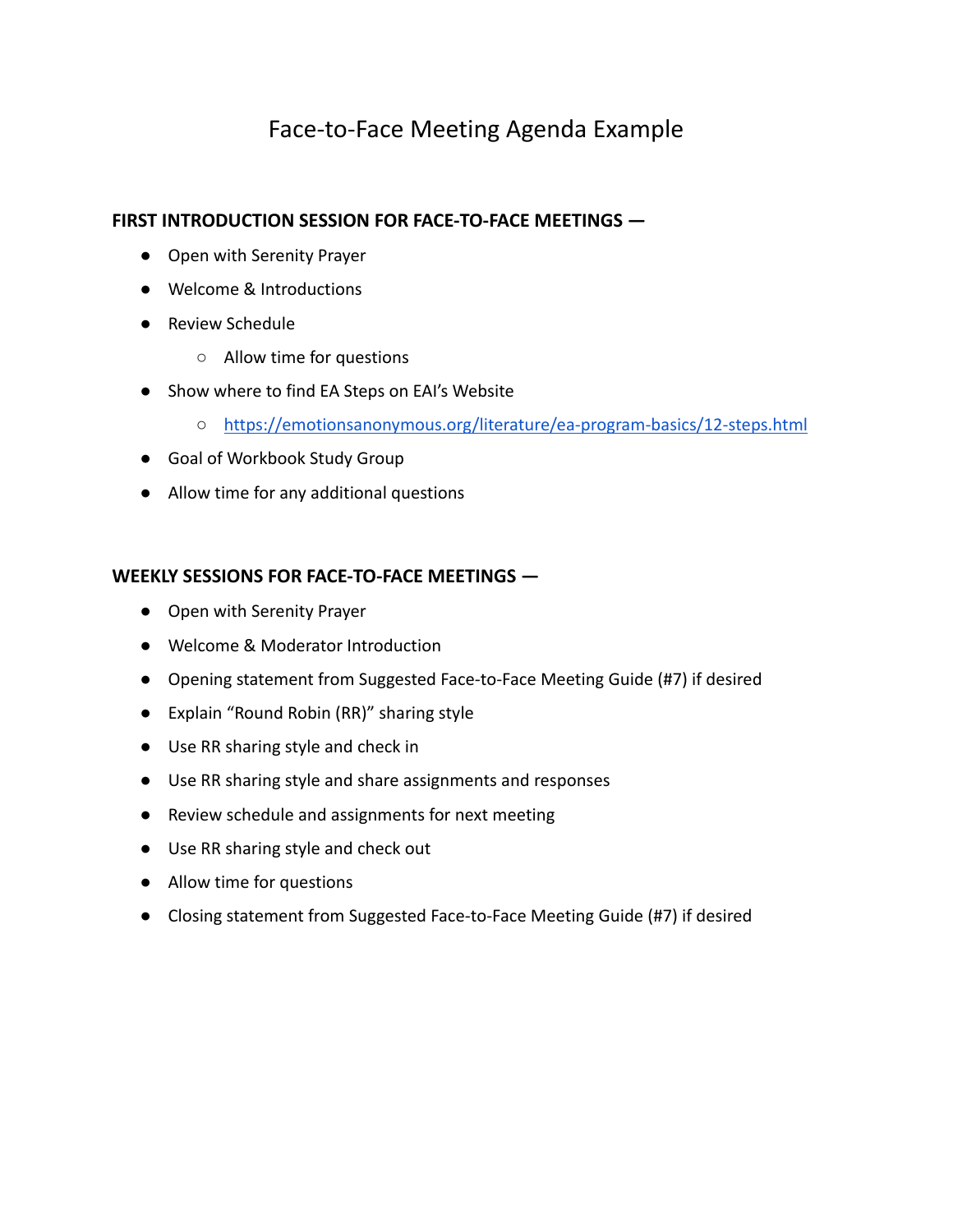# Face-to-Face Meeting Agenda Example

**FIRST INTRODUCTION SESSION FOR FACE-TO-FACE MEETINGS —**

- Open with Serenity Prayer
- Welcome & Introductions
- Review Schedule
  - Allow time for questions
- Show where to find EA Steps on EAI's Website
  - https://emotionsanonymous.org/literature/ea-program-basics/12-steps.html
- Goal of Workbook Study Group
- Allow time for any additional questions

**WEEKLY SESSIONS FOR FACE-TO-FACE MEETINGS —**

- Open with Serenity Prayer
- Welcome & Moderator Introduction
- Opening statement from Suggested Face-to-Face Meeting Guide (#7) if desired
- Explain "Round Robin (RR)" sharing style
- Use RR sharing style and check in
- Use RR sharing style and share assignments and responses
- Review schedule and assignments for next meeting
- Use RR sharing style and check out
- Allow time for questions
- Closing statement from Suggested Face-to-Face Meeting Guide (#7) if desired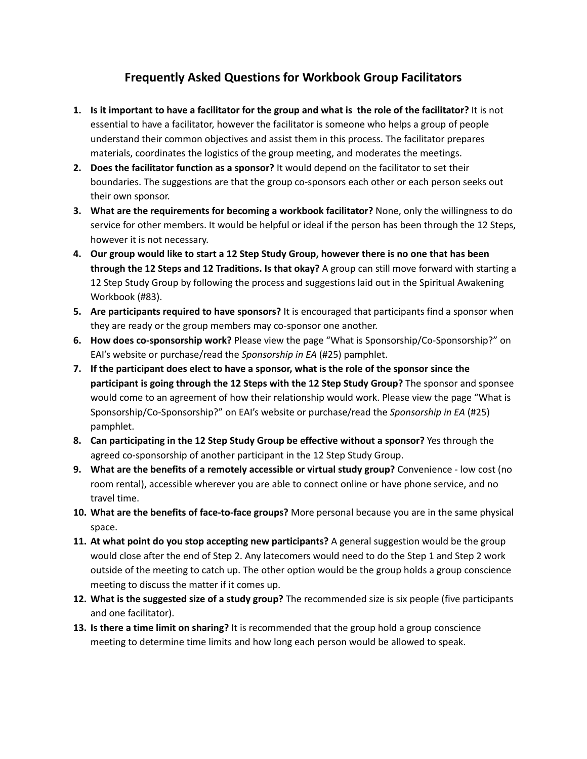## Frequently Asked Questions for Workbook Group Facilitators

1. **Is it important to have a facilitator for the group and what is the role of the facilitator?** It is not essential to have a facilitator, however the facilitator is someone who helps a group of people understand their common objectives and assist them in this process. The facilitator prepares materials, coordinates the logistics of the group meeting, and moderates the meetings.
2. **Does the facilitator function as a sponsor?** It would depend on the facilitator to set their boundaries. The suggestions are that the group co-sponsors each other or each person seeks out their own sponsor.
3. **What are the requirements for becoming a workbook facilitator?** None, only the willingness to do service for other members. It would be helpful or ideal if the person has been through the 12 Steps, however it is not necessary.
4. **Our group would like to start a 12 Step Study Group, however there is no one that has been through the 12 Steps and 12 Traditions. Is that okay?** A group can still move forward with starting a 12 Step Study Group by following the process and suggestions laid out in the Spiritual Awakening Workbook (#83).
5. **Are participants required to have sponsors?** It is encouraged that participants find a sponsor when they are ready or the group members may co-sponsor one another.
6. **How does co-sponsorship work?** Please view the page "What is Sponsorship/Co-Sponsorship?" on EAI's website or purchase/read the *Sponsorship in EA* (#25) pamphlet.
7. **If the participant does elect to have a sponsor, what is the role of the sponsor since the participant is going through the 12 Steps with the 12 Step Study Group?** The sponsor and sponsee would come to an agreement of how their relationship would work. Please view the page "What is Sponsorship/Co-Sponsorship?" on EAI's website or purchase/read the *Sponsorship in EA* (#25) pamphlet.
8. **Can participating in the 12 Step Study Group be effective without a sponsor?** Yes through the agreed co-sponsorship of another participant in the 12 Step Study Group.
9. **What are the benefits of a remotely accessible or virtual study group?** Convenience - low cost (no room rental), accessible wherever you are able to connect online or have phone service, and no travel time.
10. **What are the benefits of face-to-face groups?** More personal because you are in the same physical space.
11. **At what point do you stop accepting new participants?** A general suggestion would be the group would close after the end of Step 2. Any latecomers would need to do the Step 1 and Step 2 work outside of the meeting to catch up. The other option would be the group holds a group conscience meeting to discuss the matter if it comes up.
12. **What is the suggested size of a study group?** The recommended size is six people (five participants and one facilitator).
13. **Is there a time limit on sharing?** It is recommended that the group hold a group conscience meeting to determine time limits and how long each person would be allowed to speak.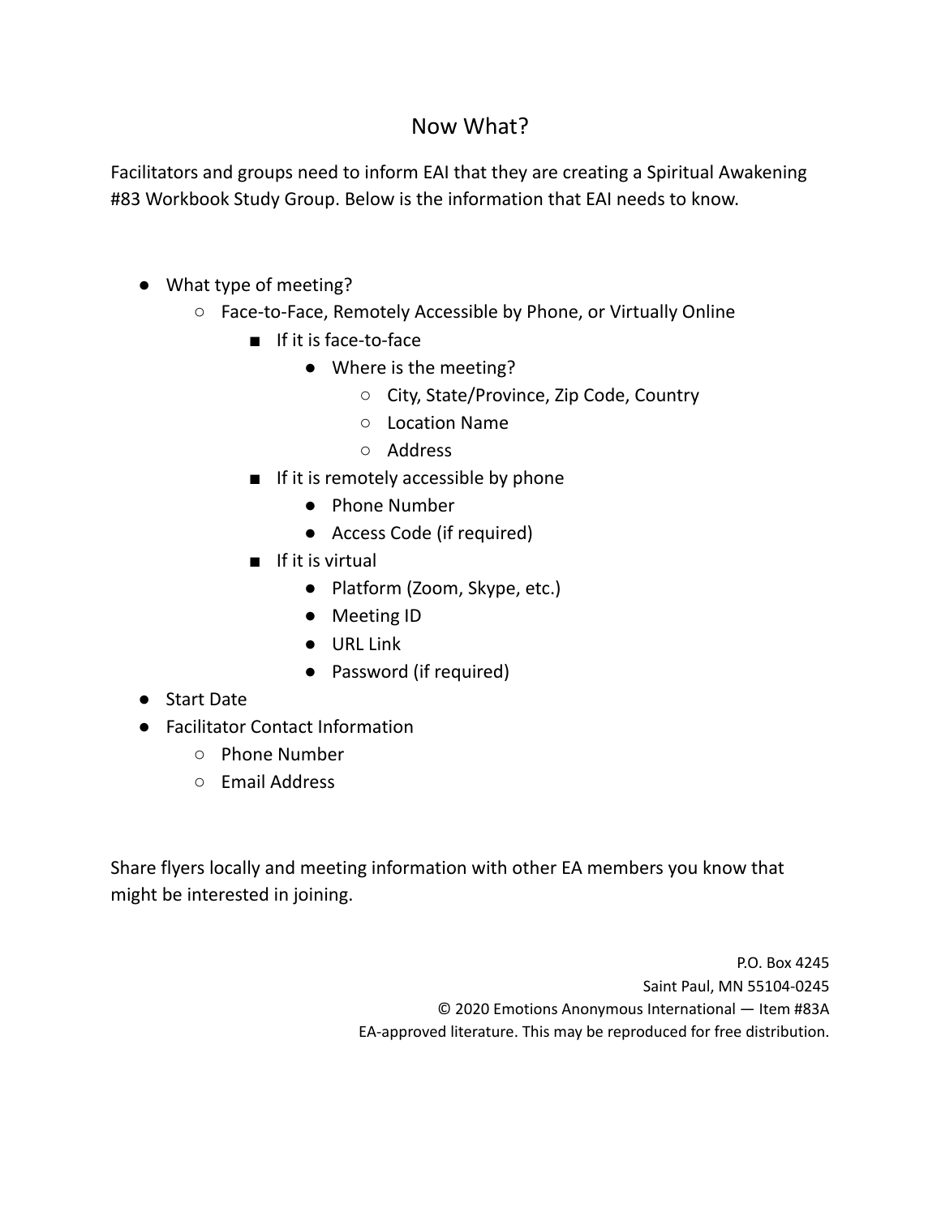# Now What?

Facilitators and groups need to inform EAI that they are creating a Spiritual Awakening #83 Workbook Study Group. Below is the information that EAI needs to know.

- What type of meeting?
  - Face-to-Face, Remotely Accessible by Phone, or Virtually Online
    - If it is face-to-face
      - Where is the meeting?
        - City, State/Province, Zip Code, Country
        - Location Name
        - Address
    - If it is remotely accessible by phone
      - Phone Number
      - Access Code (if required)
    - If it is virtual
      - Platform (Zoom, Skype, etc.)
      - Meeting ID
      - URL Link
      - Password (if required)
- Start Date
- Facilitator Contact Information
  - Phone Number
  - Email Address

Share flyers locally and meeting information with other EA members you know that might be interested in joining.

P.O. Box 4245
Saint Paul, MN 55104-0245
© 2020 Emotions Anonymous International — Item #83A
EA-approved literature. This may be reproduced for free distribution.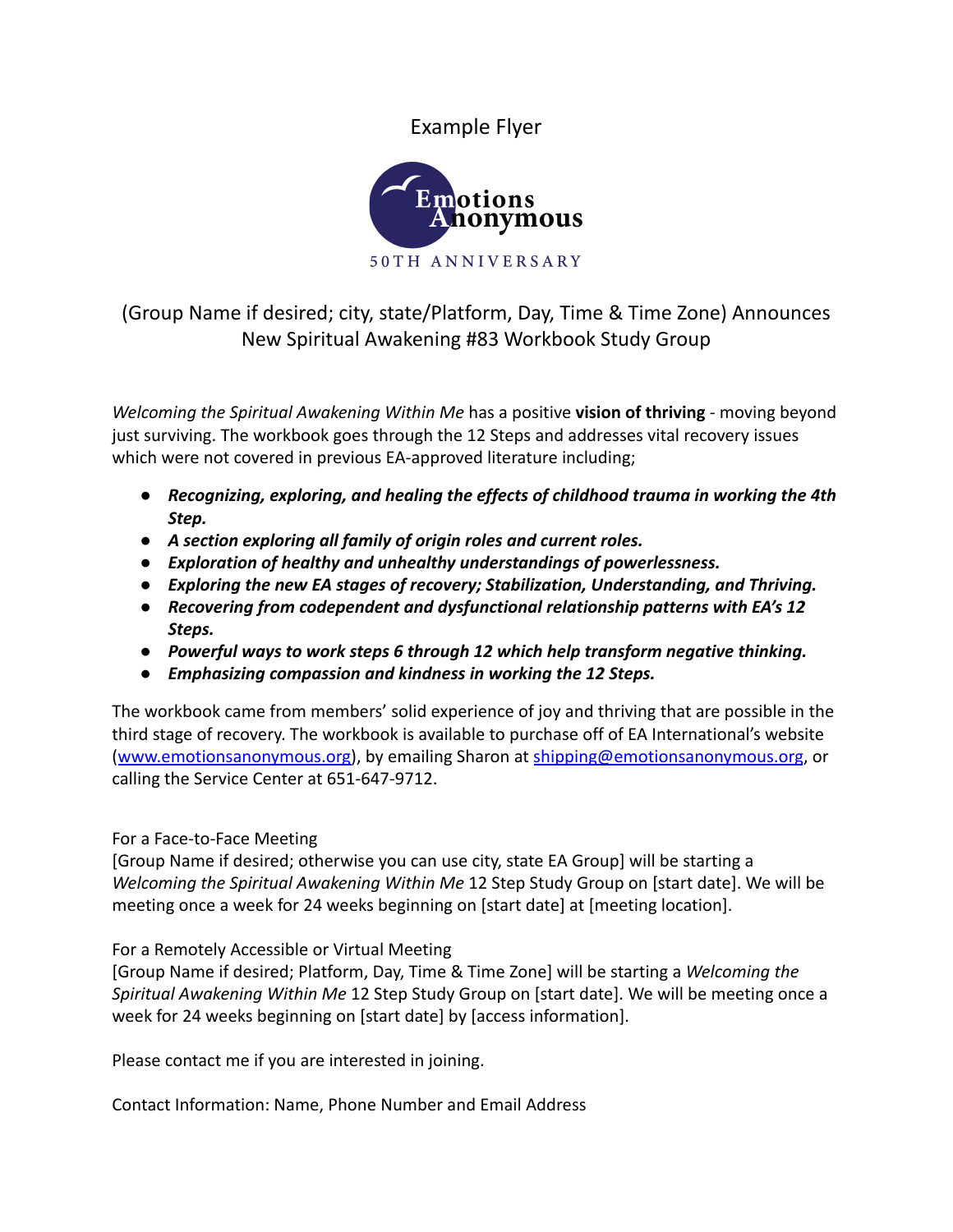Example Flyer

Emotions Anonymous

50TH ANNIVERSARY

(Group Name if desired; city, state/Platform, Day, Time & Time Zone) Announces New Spiritual Awakening #83 Workbook Study Group

*Welcoming the Spiritual Awakening Within Me* has a positive **vision of thriving** - moving beyond just surviving. The workbook goes through the 12 Steps and addresses vital recovery issues which were not covered in previous EA-approved literature including;

- ***Recognizing, exploring, and healing the effects of childhood trauma in working the 4th Step.***
- ***A section exploring all family of origin roles and current roles.***
- ***Exploration of healthy and unhealthy understandings of powerlessness.***
- ***Exploring the new EA stages of recovery; Stabilization, Understanding, and Thriving.***
- ***Recovering from codependent and dysfunctional relationship patterns with EA's 12 Steps.***
- ***Powerful ways to work steps 6 through 12 which help transform negative thinking.***
- ***Emphasizing compassion and kindness in working the 12 Steps.***

The workbook came from members' solid experience of joy and thriving that are possible in the third stage of recovery. The workbook is available to purchase off of EA International's website (www.emotionsanonymous.org), by emailing Sharon at shipping@emotionsanonymous.org, or calling the Service Center at 651-647-9712.

For a Face-to-Face Meeting
[Group Name if desired; otherwise you can use city, state EA Group] will be starting a *Welcoming the Spiritual Awakening Within Me* 12 Step Study Group on [start date]. We will be meeting once a week for 24 weeks beginning on [start date] at [meeting location].

For a Remotely Accessible or Virtual Meeting
[Group Name if desired; Platform, Day, Time & Time Zone] will be starting a *Welcoming the Spiritual Awakening Within Me* 12 Step Study Group on [start date]. We will be meeting once a week for 24 weeks beginning on [start date] by [access information].

Please contact me if you are interested in joining.

Contact Information: Name, Phone Number and Email Address